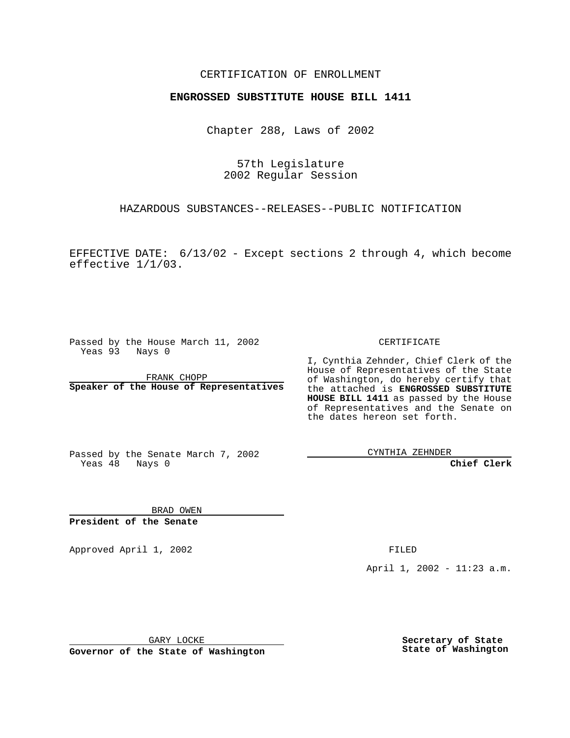CERTIFICATION OF ENROLLMENT

**ENGROSSED SUBSTITUTE HOUSE BILL 1411**

Chapter 288, Laws of 2002

57th Legislature
2002 Regular Session

HAZARDOUS SUBSTANCES--RELEASES--PUBLIC NOTIFICATION

EFFECTIVE DATE: 6/13/02 - Except sections 2 through 4, which become effective 1/1/03.

Passed by the House March 11, 2002
Yeas 93 Nays 0

FRANK CHOPP
**Speaker of the House of Representatives**

Passed by the Senate March 7, 2002
Yeas 48 Nays 0

BRAD OWEN
**President of the Senate**

Approved April 1, 2002

GARY LOCKE
**Governor of the State of Washington**

CERTIFICATE

I, Cynthia Zehnder, Chief Clerk of the House of Representatives of the State of Washington, do hereby certify that the attached is **ENGROSSED SUBSTITUTE HOUSE BILL 1411** as passed by the House of Representatives and the Senate on the dates hereon set forth.

CYNTHIA ZEHNDER
**Chief Clerk**

FILED

April 1, 2002 - 11:23 a.m.

**Secretary of State**
**State of Washington**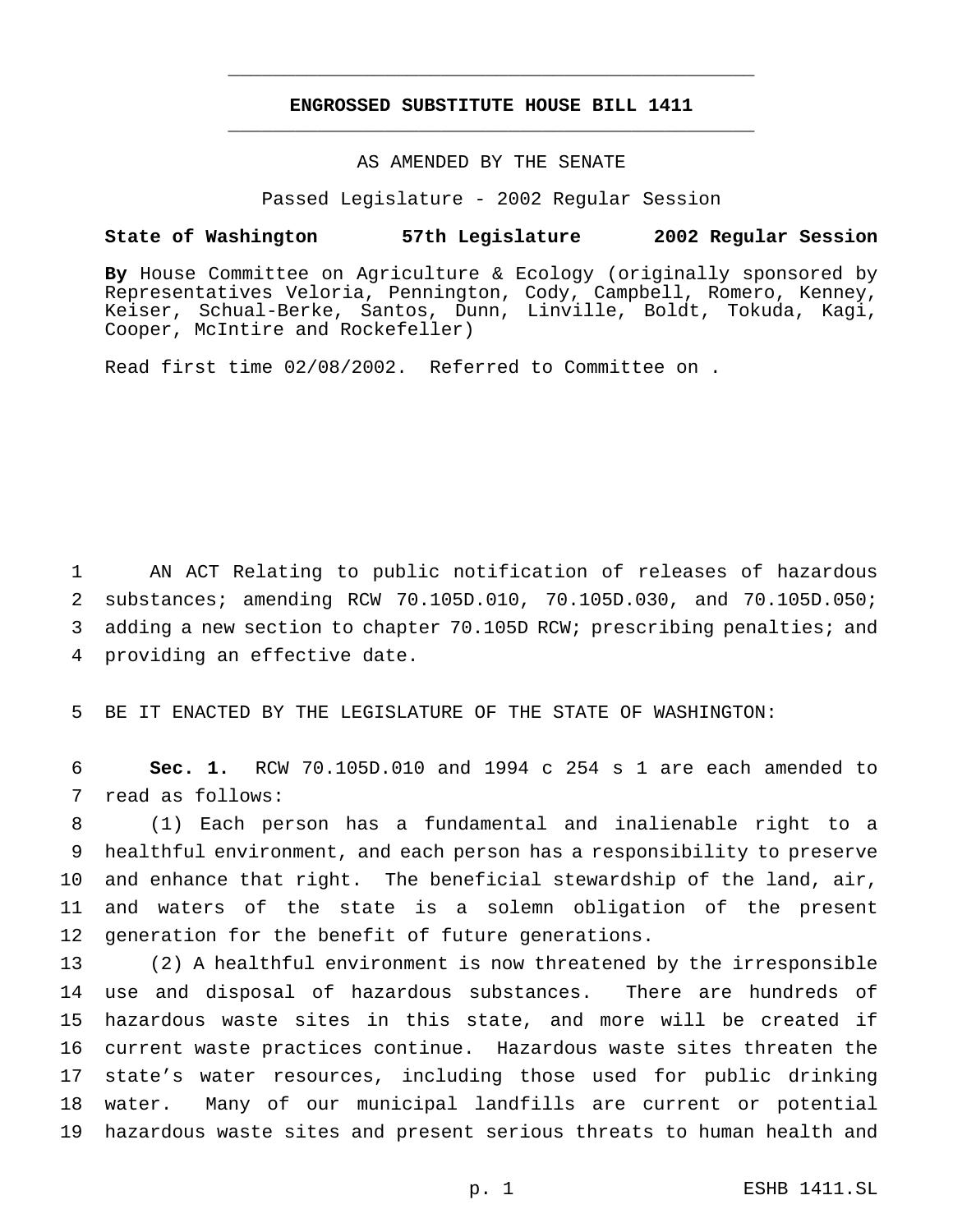# ENGROSSED SUBSTITUTE HOUSE BILL 1411

AS AMENDED BY THE SENATE

Passed Legislature - 2002 Regular Session

**State of Washington 57th Legislature 2002 Regular Session**

**By** House Committee on Agriculture & Ecology (originally sponsored by Representatives Veloria, Pennington, Cody, Campbell, Romero, Kenney, Keiser, Schual-Berke, Santos, Dunn, Linville, Boldt, Tokuda, Kagi, Cooper, McIntire and Rockefeller)

Read first time 02/08/2002. Referred to Committee on .

AN ACT Relating to public notification of releases of hazardous substances; amending RCW 70.105D.010, 70.105D.030, and 70.105D.050; adding a new section to chapter 70.105D RCW; prescribing penalties; and providing an effective date.

BE IT ENACTED BY THE LEGISLATURE OF THE STATE OF WASHINGTON:

**Sec. 1.** RCW 70.105D.010 and 1994 c 254 s 1 are each amended to read as follows:

(1) Each person has a fundamental and inalienable right to a healthful environment, and each person has a responsibility to preserve and enhance that right. The beneficial stewardship of the land, air, and waters of the state is a solemn obligation of the present generation for the benefit of future generations.

(2) A healthful environment is now threatened by the irresponsible use and disposal of hazardous substances. There are hundreds of hazardous waste sites in this state, and more will be created if current waste practices continue. Hazardous waste sites threaten the state's water resources, including those used for public drinking water. Many of our municipal landfills are current or potential hazardous waste sites and present serious threats to human health and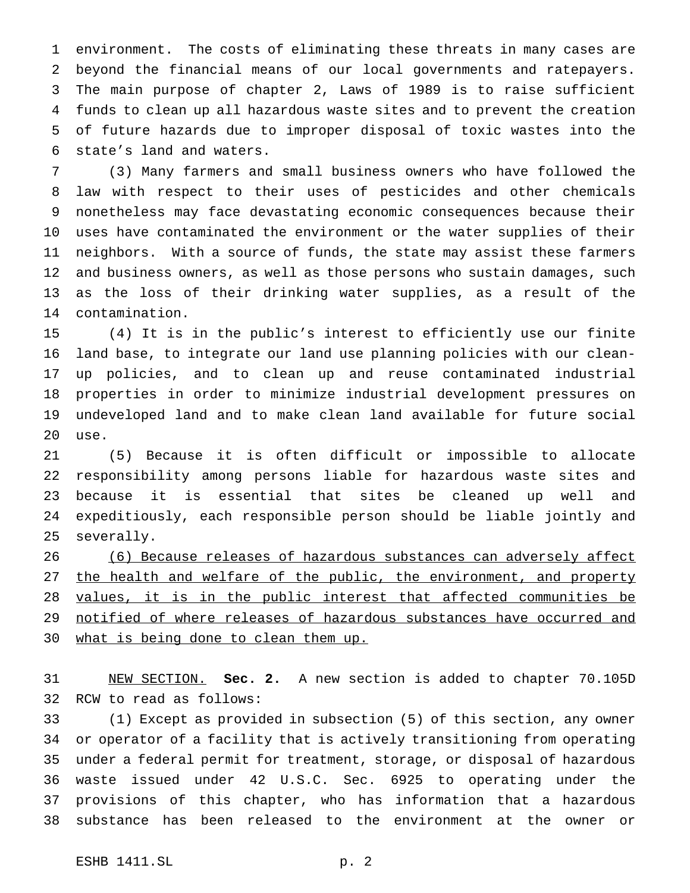environment. The costs of eliminating these threats in many cases are beyond the financial means of our local governments and ratepayers. The main purpose of chapter 2, Laws of 1989 is to raise sufficient funds to clean up all hazardous waste sites and to prevent the creation of future hazards due to improper disposal of toxic wastes into the state's land and waters.

(3) Many farmers and small business owners who have followed the law with respect to their uses of pesticides and other chemicals nonetheless may face devastating economic consequences because their uses have contaminated the environment or the water supplies of their neighbors. With a source of funds, the state may assist these farmers and business owners, as well as those persons who sustain damages, such as the loss of their drinking water supplies, as a result of the contamination.

(4) It is in the public's interest to efficiently use our finite land base, to integrate our land use planning policies with our clean-up policies, and to clean up and reuse contaminated industrial properties in order to minimize industrial development pressures on undeveloped land and to make clean land available for future social use.

(5) Because it is often difficult or impossible to allocate responsibility among persons liable for hazardous waste sites and because it is essential that sites be cleaned up well and expeditiously, each responsible person should be liable jointly and severally.

(6) Because releases of hazardous substances can adversely affect the health and welfare of the public, the environment, and property values, it is in the public interest that affected communities be notified of where releases of hazardous substances have occurred and what is being done to clean them up.

NEW SECTION. **Sec. 2.** A new section is added to chapter 70.105D RCW to read as follows:

(1) Except as provided in subsection (5) of this section, any owner or operator of a facility that is actively transitioning from operating under a federal permit for treatment, storage, or disposal of hazardous waste issued under 42 U.S.C. Sec. 6925 to operating under the provisions of this chapter, who has information that a hazardous substance has been released to the environment at the owner or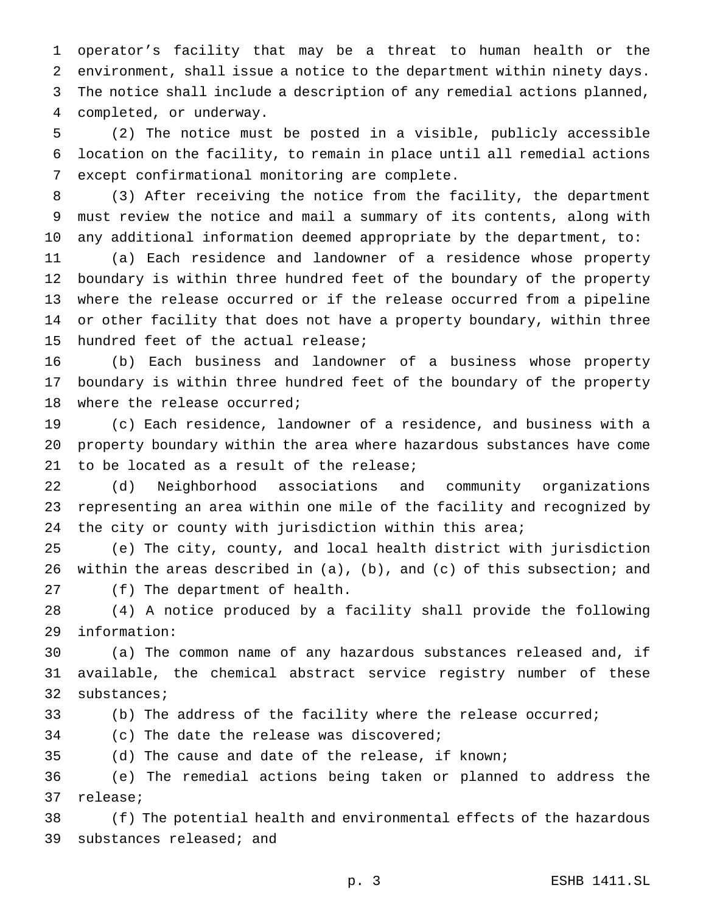operator's facility that may be a threat to human health or the environment, shall issue a notice to the department within ninety days. The notice shall include a description of any remedial actions planned, completed, or underway.

(2) The notice must be posted in a visible, publicly accessible location on the facility, to remain in place until all remedial actions except confirmational monitoring are complete.

(3) After receiving the notice from the facility, the department must review the notice and mail a summary of its contents, along with any additional information deemed appropriate by the department, to:

(a) Each residence and landowner of a residence whose property boundary is within three hundred feet of the boundary of the property where the release occurred or if the release occurred from a pipeline or other facility that does not have a property boundary, within three hundred feet of the actual release;

(b) Each business and landowner of a business whose property boundary is within three hundred feet of the boundary of the property where the release occurred;

(c) Each residence, landowner of a residence, and business with a property boundary within the area where hazardous substances have come to be located as a result of the release;

(d) Neighborhood associations and community organizations representing an area within one mile of the facility and recognized by the city or county with jurisdiction within this area;

(e) The city, county, and local health district with jurisdiction within the areas described in (a), (b), and (c) of this subsection; and

(f) The department of health.

(4) A notice produced by a facility shall provide the following information:

(a) The common name of any hazardous substances released and, if available, the chemical abstract service registry number of these substances;

(b) The address of the facility where the release occurred;

(c) The date the release was discovered;

(d) The cause and date of the release, if known;

(e) The remedial actions being taken or planned to address the release;

(f) The potential health and environmental effects of the hazardous substances released; and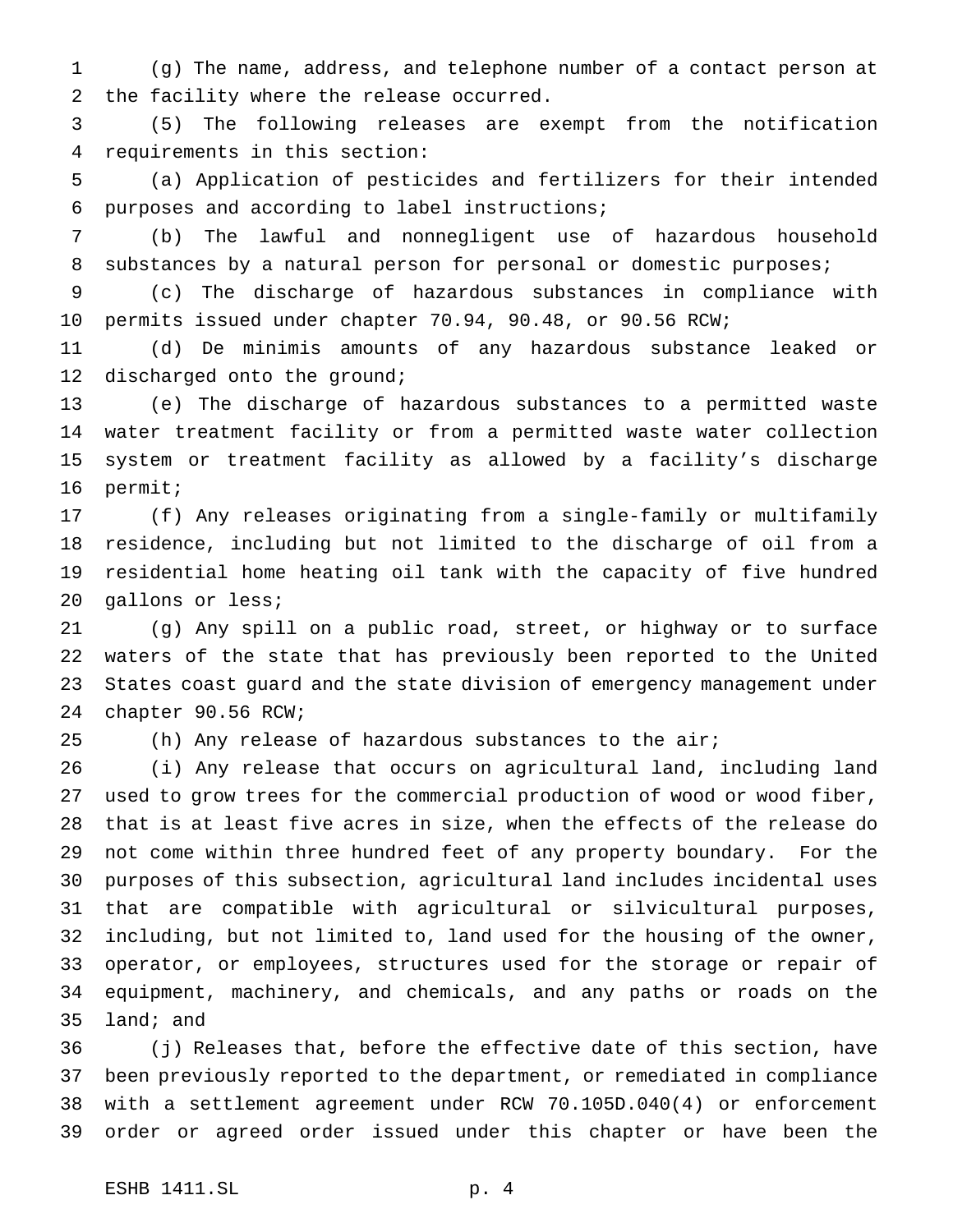(g) The name, address, and telephone number of a contact person at the facility where the release occurred.

(5) The following releases are exempt from the notification requirements in this section:

(a) Application of pesticides and fertilizers for their intended purposes and according to label instructions;

(b) The lawful and nonnegligent use of hazardous household substances by a natural person for personal or domestic purposes;

(c) The discharge of hazardous substances in compliance with permits issued under chapter 70.94, 90.48, or 90.56 RCW;

(d) De minimis amounts of any hazardous substance leaked or discharged onto the ground;

(e) The discharge of hazardous substances to a permitted waste water treatment facility or from a permitted waste water collection system or treatment facility as allowed by a facility's discharge permit;

(f) Any releases originating from a single-family or multifamily residence, including but not limited to the discharge of oil from a residential home heating oil tank with the capacity of five hundred gallons or less;

(g) Any spill on a public road, street, or highway or to surface waters of the state that has previously been reported to the United States coast guard and the state division of emergency management under chapter 90.56 RCW;

(h) Any release of hazardous substances to the air;

(i) Any release that occurs on agricultural land, including land used to grow trees for the commercial production of wood or wood fiber, that is at least five acres in size, when the effects of the release do not come within three hundred feet of any property boundary. For the purposes of this subsection, agricultural land includes incidental uses that are compatible with agricultural or silvicultural purposes, including, but not limited to, land used for the housing of the owner, operator, or employees, structures used for the storage or repair of equipment, machinery, and chemicals, and any paths or roads on the land; and

(j) Releases that, before the effective date of this section, have been previously reported to the department, or remediated in compliance with a settlement agreement under RCW 70.105D.040(4) or enforcement order or agreed order issued under this chapter or have been the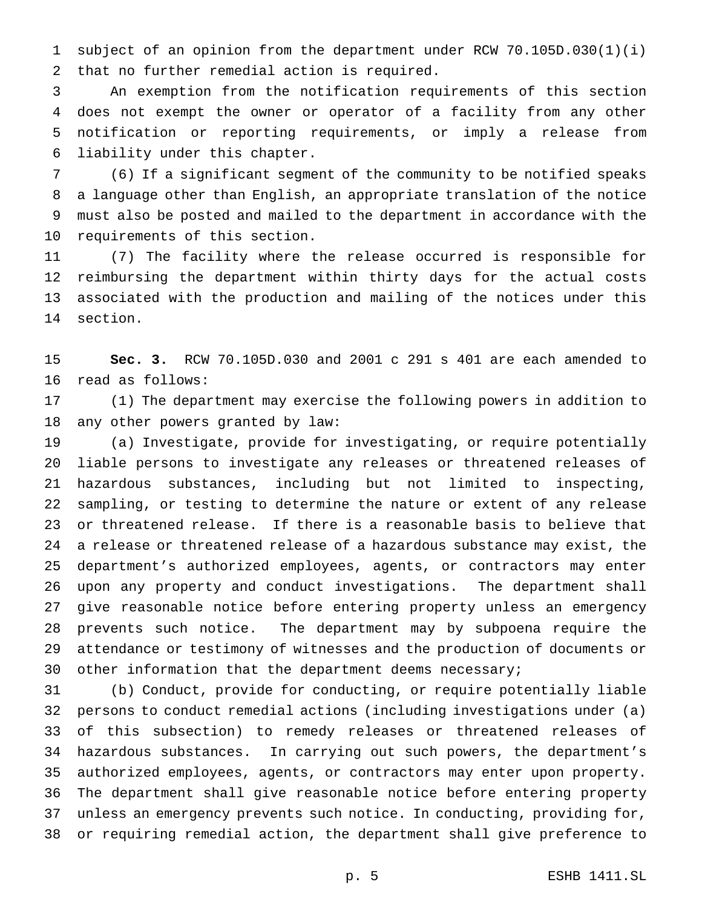subject of an opinion from the department under RCW 70.105D.030(1)(i) that no further remedial action is required.

An exemption from the notification requirements of this section does not exempt the owner or operator of a facility from any other notification or reporting requirements, or imply a release from liability under this chapter.

(6) If a significant segment of the community to be notified speaks a language other than English, an appropriate translation of the notice must also be posted and mailed to the department in accordance with the requirements of this section.

(7) The facility where the release occurred is responsible for reimbursing the department within thirty days for the actual costs associated with the production and mailing of the notices under this section.

**Sec. 3.** RCW 70.105D.030 and 2001 c 291 s 401 are each amended to read as follows:

(1) The department may exercise the following powers in addition to any other powers granted by law:

(a) Investigate, provide for investigating, or require potentially liable persons to investigate any releases or threatened releases of hazardous substances, including but not limited to inspecting, sampling, or testing to determine the nature or extent of any release or threatened release. If there is a reasonable basis to believe that a release or threatened release of a hazardous substance may exist, the department's authorized employees, agents, or contractors may enter upon any property and conduct investigations. The department shall give reasonable notice before entering property unless an emergency prevents such notice. The department may by subpoena require the attendance or testimony of witnesses and the production of documents or other information that the department deems necessary;

(b) Conduct, provide for conducting, or require potentially liable persons to conduct remedial actions (including investigations under (a) of this subsection) to remedy releases or threatened releases of hazardous substances. In carrying out such powers, the department's authorized employees, agents, or contractors may enter upon property. The department shall give reasonable notice before entering property unless an emergency prevents such notice. In conducting, providing for, or requiring remedial action, the department shall give preference to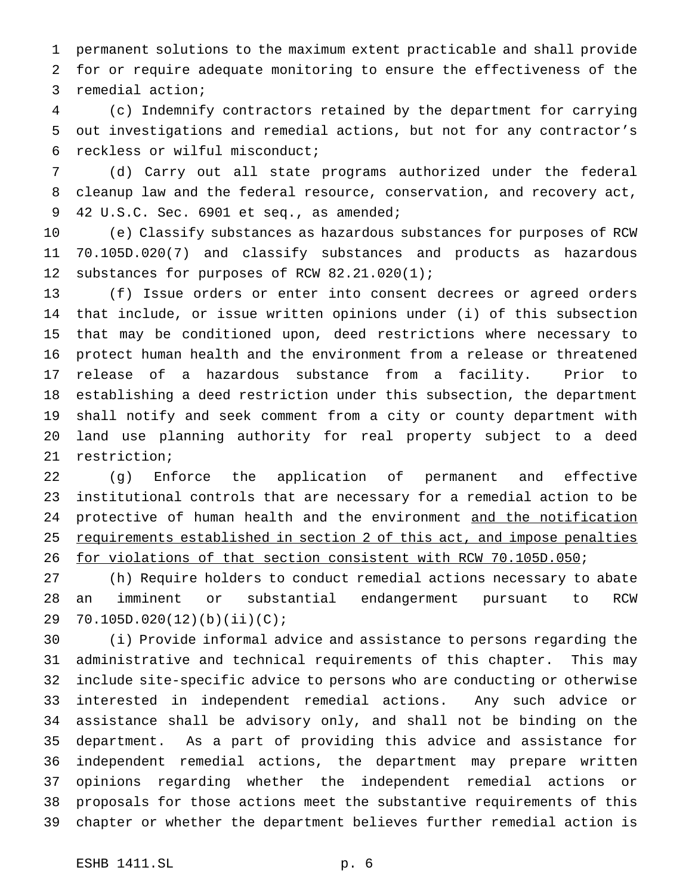permanent solutions to the maximum extent practicable and shall provide for or require adequate monitoring to ensure the effectiveness of the remedial action;

(c) Indemnify contractors retained by the department for carrying out investigations and remedial actions, but not for any contractor's reckless or wilful misconduct;

(d) Carry out all state programs authorized under the federal cleanup law and the federal resource, conservation, and recovery act, 42 U.S.C. Sec. 6901 et seq., as amended;

(e) Classify substances as hazardous substances for purposes of RCW 70.105D.020(7) and classify substances and products as hazardous substances for purposes of RCW 82.21.020(1);

(f) Issue orders or enter into consent decrees or agreed orders that include, or issue written opinions under (i) of this subsection that may be conditioned upon, deed restrictions where necessary to protect human health and the environment from a release or threatened release of a hazardous substance from a facility. Prior to establishing a deed restriction under this subsection, the department shall notify and seek comment from a city or county department with land use planning authority for real property subject to a deed restriction;

(g) Enforce the application of permanent and effective institutional controls that are necessary for a remedial action to be protective of human health and the environment and the notification requirements established in section 2 of this act, and impose penalties for violations of that section consistent with RCW 70.105D.050;

(h) Require holders to conduct remedial actions necessary to abate an imminent or substantial endangerment pursuant to RCW 70.105D.020(12)(b)(ii)(C);

(i) Provide informal advice and assistance to persons regarding the administrative and technical requirements of this chapter. This may include site-specific advice to persons who are conducting or otherwise interested in independent remedial actions. Any such advice or assistance shall be advisory only, and shall not be binding on the department. As a part of providing this advice and assistance for independent remedial actions, the department may prepare written opinions regarding whether the independent remedial actions or proposals for those actions meet the substantive requirements of this chapter or whether the department believes further remedial action is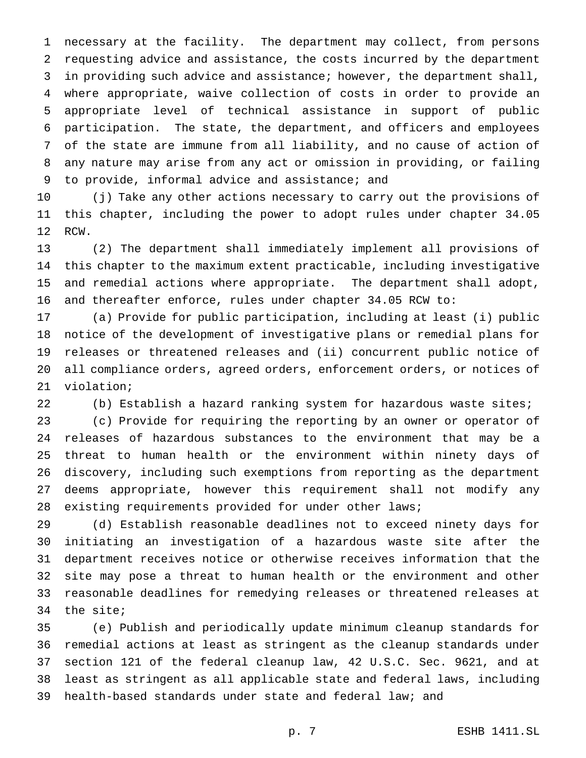necessary at the facility. The department may collect, from persons requesting advice and assistance, the costs incurred by the department in providing such advice and assistance; however, the department shall, where appropriate, waive collection of costs in order to provide an appropriate level of technical assistance in support of public participation. The state, the department, and officers and employees of the state are immune from all liability, and no cause of action of any nature may arise from any act or omission in providing, or failing to provide, informal advice and assistance; and

(j) Take any other actions necessary to carry out the provisions of this chapter, including the power to adopt rules under chapter 34.05 RCW.

(2) The department shall immediately implement all provisions of this chapter to the maximum extent practicable, including investigative and remedial actions where appropriate. The department shall adopt, and thereafter enforce, rules under chapter 34.05 RCW to:

(a) Provide for public participation, including at least (i) public notice of the development of investigative plans or remedial plans for releases or threatened releases and (ii) concurrent public notice of all compliance orders, agreed orders, enforcement orders, or notices of violation;

(b) Establish a hazard ranking system for hazardous waste sites;

(c) Provide for requiring the reporting by an owner or operator of releases of hazardous substances to the environment that may be a threat to human health or the environment within ninety days of discovery, including such exemptions from reporting as the department deems appropriate, however this requirement shall not modify any existing requirements provided for under other laws;

(d) Establish reasonable deadlines not to exceed ninety days for initiating an investigation of a hazardous waste site after the department receives notice or otherwise receives information that the site may pose a threat to human health or the environment and other reasonable deadlines for remedying releases or threatened releases at the site;

(e) Publish and periodically update minimum cleanup standards for remedial actions at least as stringent as the cleanup standards under section 121 of the federal cleanup law, 42 U.S.C. Sec. 9621, and at least as stringent as all applicable state and federal laws, including health-based standards under state and federal law; and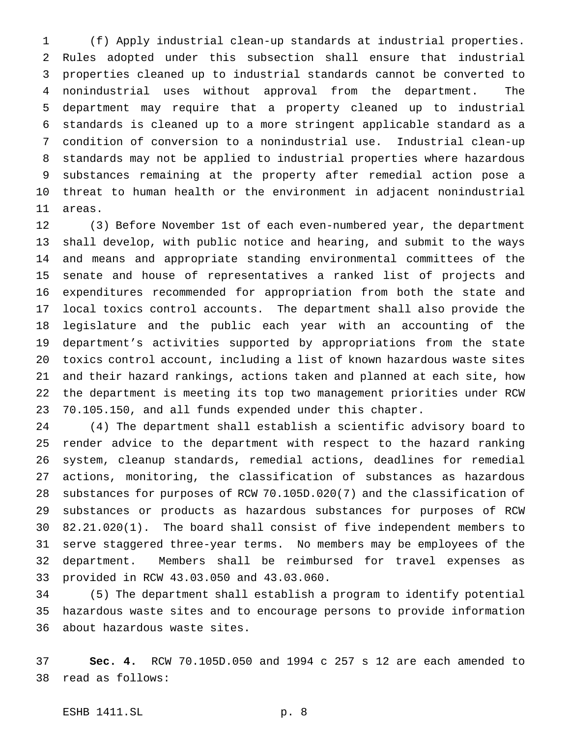(f) Apply industrial clean-up standards at industrial properties. Rules adopted under this subsection shall ensure that industrial properties cleaned up to industrial standards cannot be converted to nonindustrial uses without approval from the department. The department may require that a property cleaned up to industrial standards is cleaned up to a more stringent applicable standard as a condition of conversion to a nonindustrial use. Industrial clean-up standards may not be applied to industrial properties where hazardous substances remaining at the property after remedial action pose a threat to human health or the environment in adjacent nonindustrial areas.

(3) Before November 1st of each even-numbered year, the department shall develop, with public notice and hearing, and submit to the ways and means and appropriate standing environmental committees of the senate and house of representatives a ranked list of projects and expenditures recommended for appropriation from both the state and local toxics control accounts. The department shall also provide the legislature and the public each year with an accounting of the department's activities supported by appropriations from the state toxics control account, including a list of known hazardous waste sites and their hazard rankings, actions taken and planned at each site, how the department is meeting its top two management priorities under RCW 70.105.150, and all funds expended under this chapter.

(4) The department shall establish a scientific advisory board to render advice to the department with respect to the hazard ranking system, cleanup standards, remedial actions, deadlines for remedial actions, monitoring, the classification of substances as hazardous substances for purposes of RCW 70.105D.020(7) and the classification of substances or products as hazardous substances for purposes of RCW 82.21.020(1). The board shall consist of five independent members to serve staggered three-year terms. No members may be employees of the department. Members shall be reimbursed for travel expenses as provided in RCW 43.03.050 and 43.03.060.

(5) The department shall establish a program to identify potential hazardous waste sites and to encourage persons to provide information about hazardous waste sites.

**Sec. 4.** RCW 70.105D.050 and 1994 c 257 s 12 are each amended to read as follows: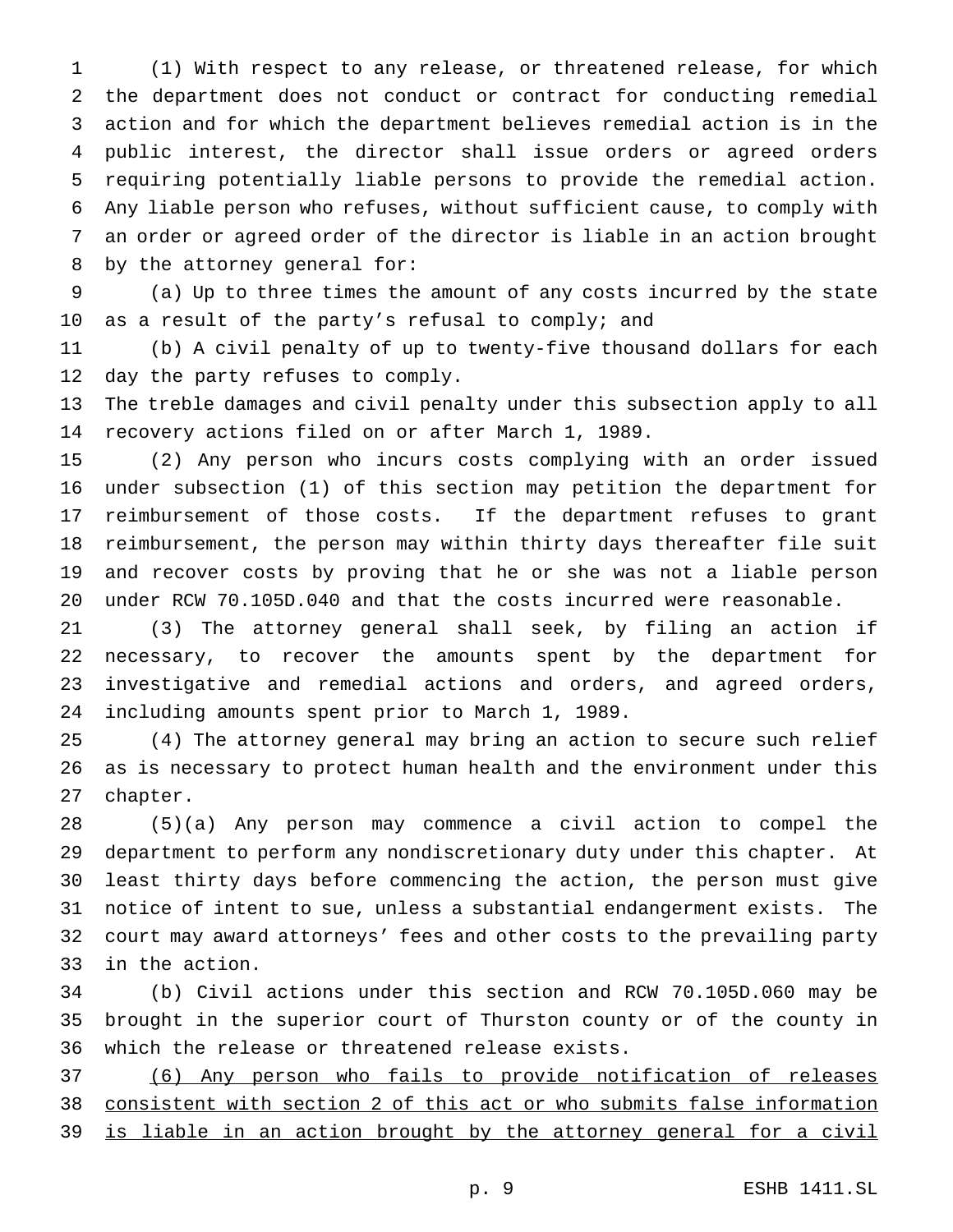(1) With respect to any release, or threatened release, for which the department does not conduct or contract for conducting remedial action and for which the department believes remedial action is in the public interest, the director shall issue orders or agreed orders requiring potentially liable persons to provide the remedial action. Any liable person who refuses, without sufficient cause, to comply with an order or agreed order of the director is liable in an action brought by the attorney general for:

(a) Up to three times the amount of any costs incurred by the state as a result of the party's refusal to comply; and

(b) A civil penalty of up to twenty-five thousand dollars for each day the party refuses to comply.

The treble damages and civil penalty under this subsection apply to all recovery actions filed on or after March 1, 1989.

(2) Any person who incurs costs complying with an order issued under subsection (1) of this section may petition the department for reimbursement of those costs. If the department refuses to grant reimbursement, the person may within thirty days thereafter file suit and recover costs by proving that he or she was not a liable person under RCW 70.105D.040 and that the costs incurred were reasonable.

(3) The attorney general shall seek, by filing an action if necessary, to recover the amounts spent by the department for investigative and remedial actions and orders, and agreed orders, including amounts spent prior to March 1, 1989.

(4) The attorney general may bring an action to secure such relief as is necessary to protect human health and the environment under this chapter.

(5)(a) Any person may commence a civil action to compel the department to perform any nondiscretionary duty under this chapter. At least thirty days before commencing the action, the person must give notice of intent to sue, unless a substantial endangerment exists. The court may award attorneys' fees and other costs to the prevailing party in the action.

(b) Civil actions under this section and RCW 70.105D.060 may be brought in the superior court of Thurston county or of the county in which the release or threatened release exists.

<u>(6) Any person who fails to provide notification of releases consistent with section 2 of this act or who submits false information is liable in an action brought by the attorney general for a civil</u>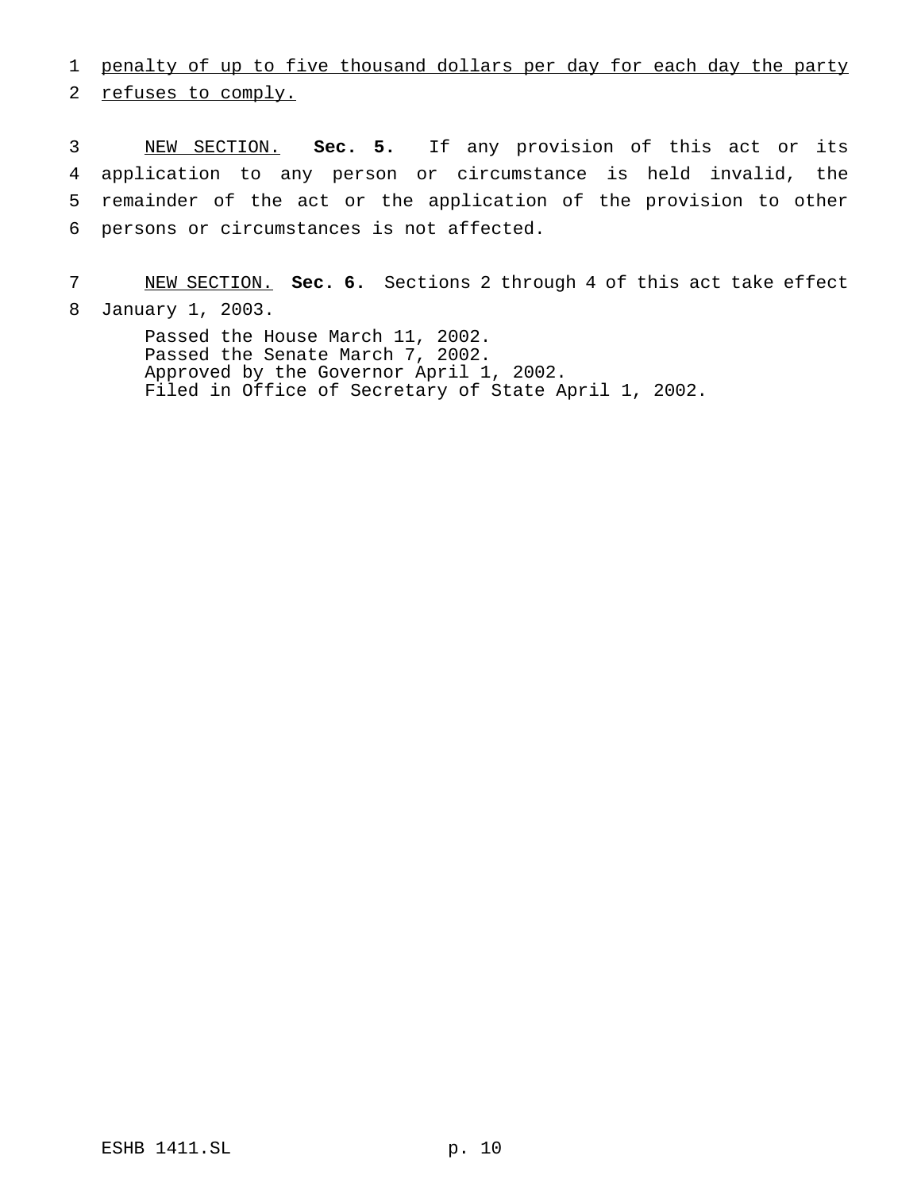penalty of up to five thousand dollars per day for each day the party refuses to comply.

NEW SECTION. **Sec. 5.** If any provision of this act or its application to any person or circumstance is held invalid, the remainder of the act or the application of the provision to other persons or circumstances is not affected.

NEW SECTION. **Sec. 6.** Sections 2 through 4 of this act take effect January 1, 2003.

Passed the House March 11, 2002.
Passed the Senate March 7, 2002.
Approved by the Governor April 1, 2002.
Filed in Office of Secretary of State April 1, 2002.